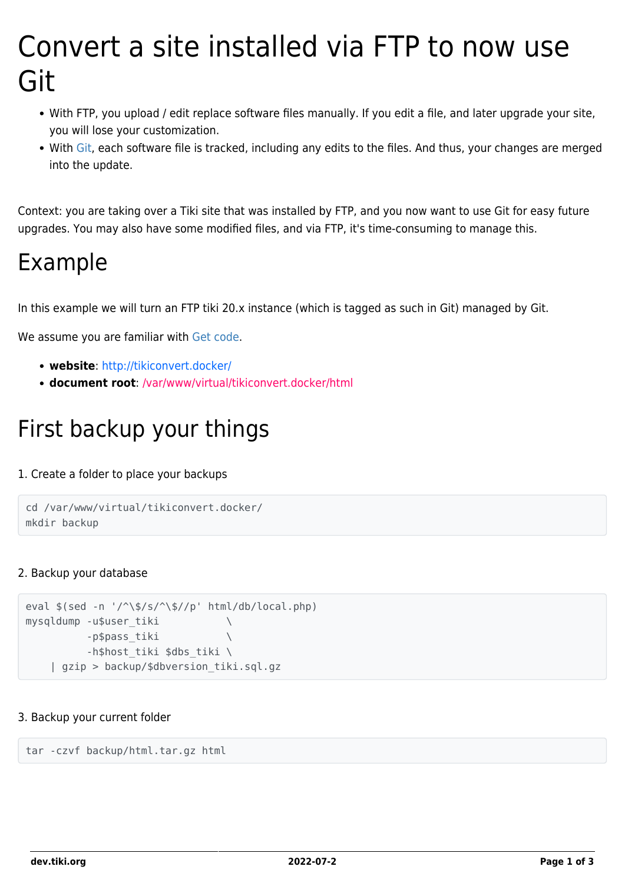# Convert a site installed via FTP to now use Git

- With FTP, you upload / edit replace software files manually. If you edit a file, and later upgrade your site, you will lose your customization.
- With Git, each software file is tracked, including any edits to the files. And thus, your changes are merged into the update.

Context: you are taking over a Tiki site that was installed by FTP, and you now want to use Git for easy future upgrades. You may also have some modified files, and via FTP, it's time-consuming to manage this.

## Example

In this example we will turn an FTP tiki 20.x instance (which is tagged as such in Git) managed by Git.

We assume you are familiar with Get code.

- **website**: http://tikiconvert.docker/
- **document root**: /var/www/virtual/tikiconvert.docker/html

## First backup your things

1. Create a folder to place your backups

```
cd /var/www/virtual/tikiconvert.docker/
mkdir backup
```

2. Backup your database

```
eval $(sed -n '/^\$/s/^\$//p' html/db/local.php)
mysqldump -u$user_tiki           \
          -p$pass_tiki           \
          -h$host_tiki $dbs_tiki \
    | gzip > backup/$dbversion_tiki.sql.gz
```

3. Backup your current folder

```
tar -czvf backup/html.tar.gz html
```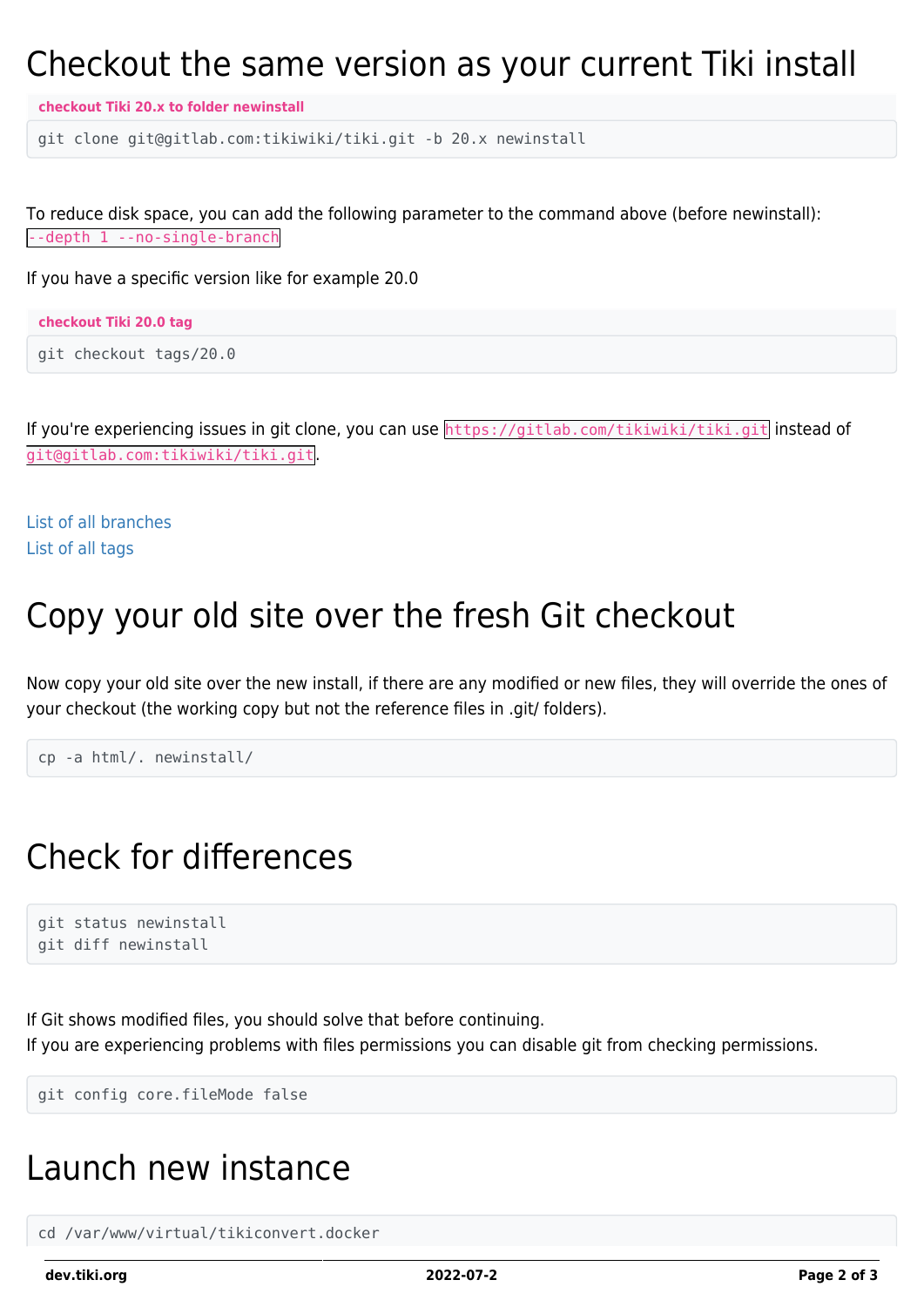# Checkout the same version as your current Tiki install

**checkout Tiki 20.x to folder newinstall**

```
git clone git@gitlab.com:tikiwiki/tiki.git -b 20.x newinstall
```

To reduce disk space, you can add the following parameter to the command above (before newinstall): `--depth 1 --no-single-branch`

If you have a specific version like for example 20.0

**checkout Tiki 20.0 tag**

```
git checkout tags/20.0
```

If you're experiencing issues in git clone, you can use `https://gitlab.com/tikiwiki/tiki.git` instead of `git@gitlab.com:tikiwiki/tiki.git`.

List of all branches
List of all tags

# Copy your old site over the fresh Git checkout

Now copy your old site over the new install, if there are any modified or new files, they will override the ones of your checkout (the working copy but not the reference files in .git/ folders).

```
cp -a html/. newinstall/
```

# Check for differences

```
git status newinstall
git diff newinstall
```

If Git shows modified files, you should solve that before continuing.
If you are experiencing problems with files permissions you can disable git from checking permissions.

```
git config core.fileMode false
```

# Launch new instance

```
cd /var/www/virtual/tikiconvert.docker
```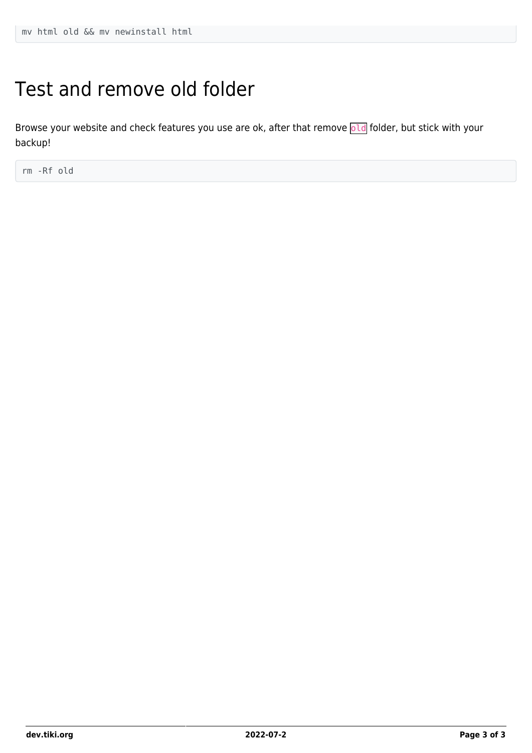```
mv html old && mv newinstall html
```

# Test and remove old folder

Browse your website and check features you use are ok, after that remove `old` folder, but stick with your backup!

```
rm -Rf old
```